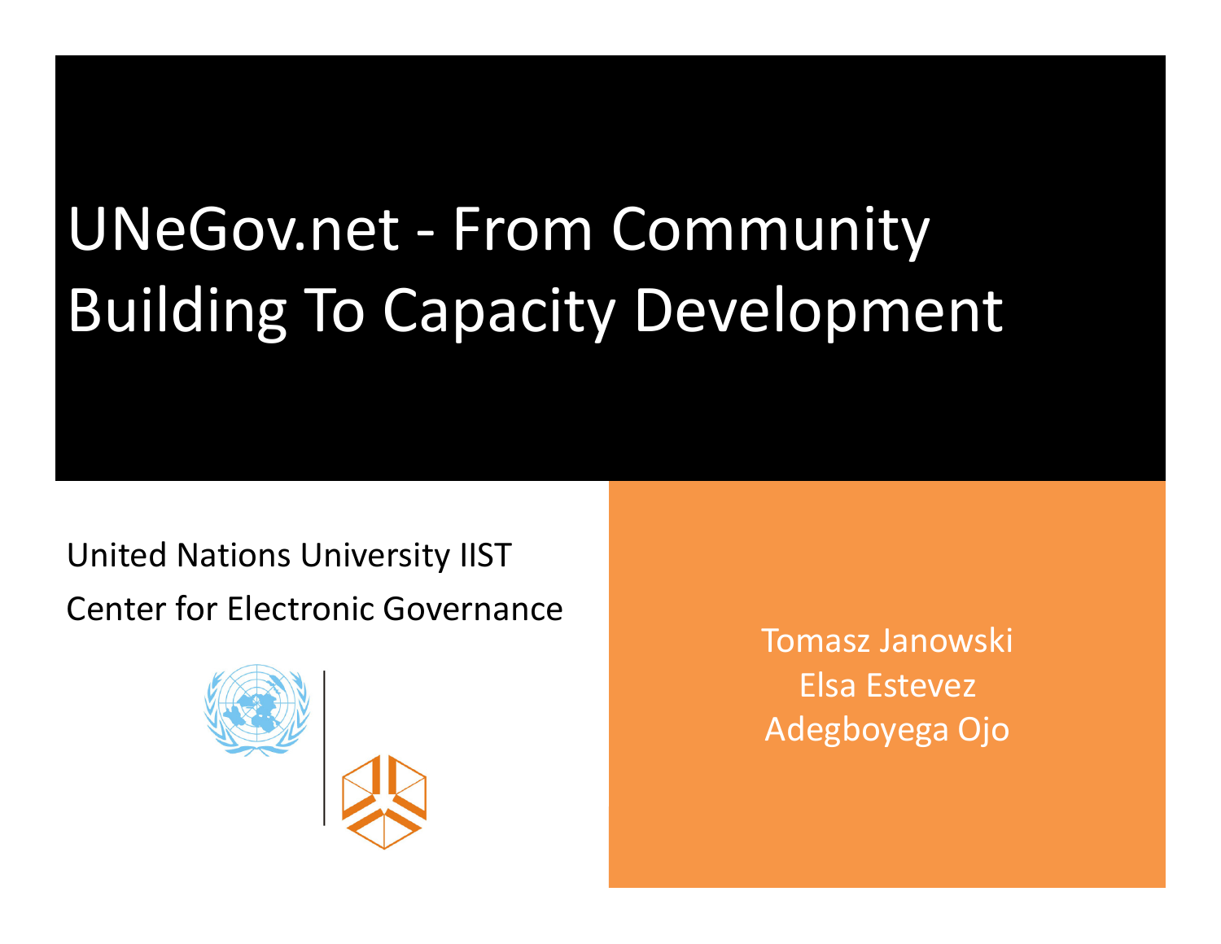# UNeGov.net - From Community Building To Capacity Development

United Nations University IIST

Center for Electronic Governance

Tomasz Janowski

Elsa Estevez

Adegboyega Ojo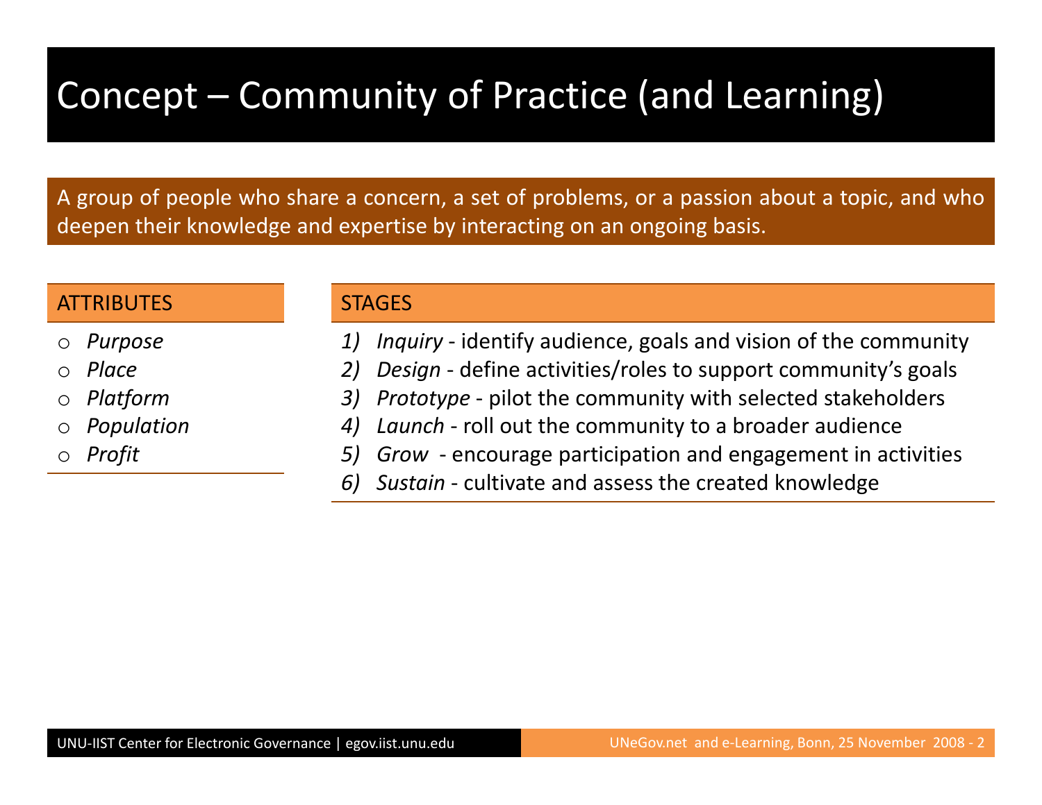# Concept – Community of Practice (and Learning)

A group of people who share a concern, a set of problems, or a passion about a topic, and who deepen their knowledge and expertise by interacting on an ongoing basis.

## ATTRIBUTES

- *Purpose*
- *Place*
- *Platform*
- *Population*
- *Profit*

## STAGES

1) *Inquiry* - identify audience, goals and vision of the community
2) *Design* - define activities/roles to support community's goals
3) *Prototype* - pilot the community with selected stakeholders
4) *Launch* - roll out the community to a broader audience
5) *Grow* - encourage participation and engagement in activities
6) *Sustain* - cultivate and assess the created knowledge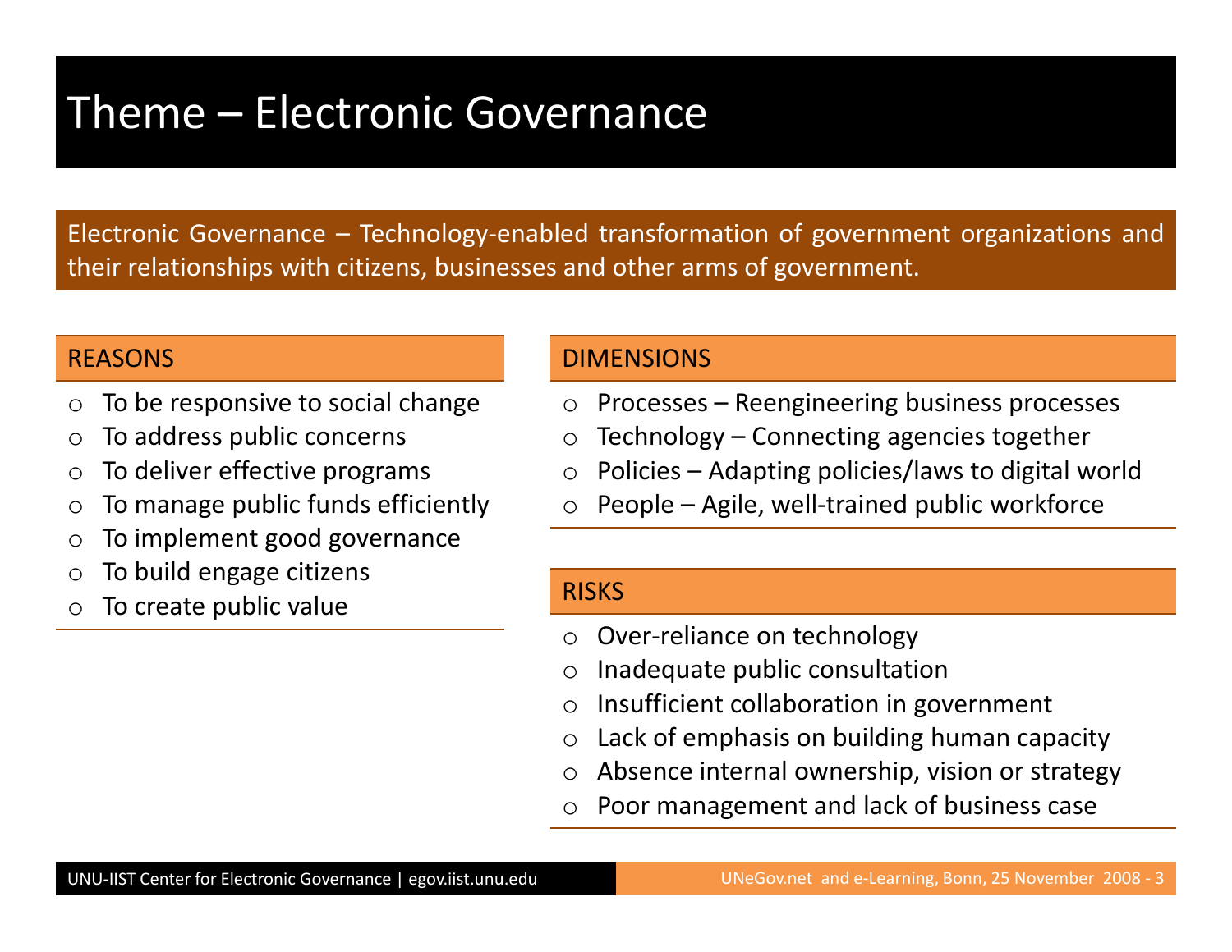# Theme – Electronic Governance

Electronic Governance – Technology-enabled transformation of government organizations and their relationships with citizens, businesses and other arms of government.

## REASONS

- To be responsive to social change
- To address public concerns
- To deliver effective programs
- To manage public funds efficiently
- To implement good governance
- To build engage citizens
- To create public value

## DIMENSIONS

- Processes – Reengineering business processes
- Technology – Connecting agencies together
- Policies – Adapting policies/laws to digital world
- People – Agile, well-trained public workforce

## RISKS

- Over-reliance on technology
- Inadequate public consultation
- Insufficient collaboration in government
- Lack of emphasis on building human capacity
- Absence internal ownership, vision or strategy
- Poor management and lack of business case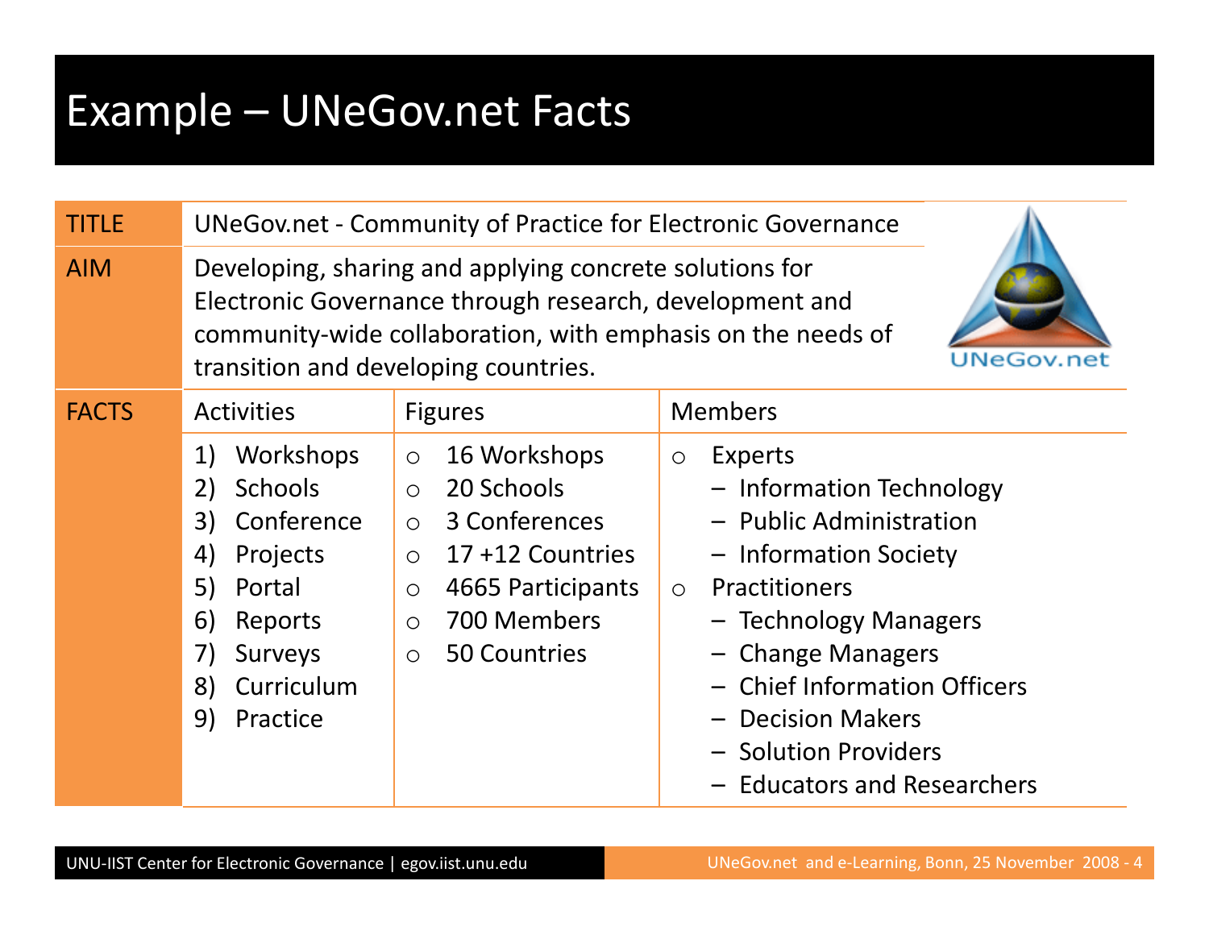# Example – UNeGov.net Facts

| | | | |
|---|---|---|---|
| TITLE | UNeGov.net - Community of Practice for Electronic Governance | | |
| AIM | Developing, sharing and applying concrete solutions for Electronic Governance through research, development and community-wide collaboration, with emphasis on the needs of transition and developing countries. | | |
| FACTS | Activities | Figures | Members |
| | 1) Workshops<br>2) Schools<br>3) Conference<br>4) Projects<br>5) Portal<br>6) Reports<br>7) Surveys<br>8) Curriculum<br>9) Practice | ○ 16 Workshops<br>○ 20 Schools<br>○ 3 Conferences<br>○ 17 +12 Countries<br>○ 4665 Participants<br>○ 700 Members<br>○ 50 Countries | ○ Experts<br>– Information Technology<br>– Public Administration<br>– Information Society<br>○ Practitioners<br>– Technology Managers<br>– Change Managers<br>– Chief Information Officers<br>– Decision Makers<br>– Solution Providers<br>– Educators and Researchers |

UNeGov.net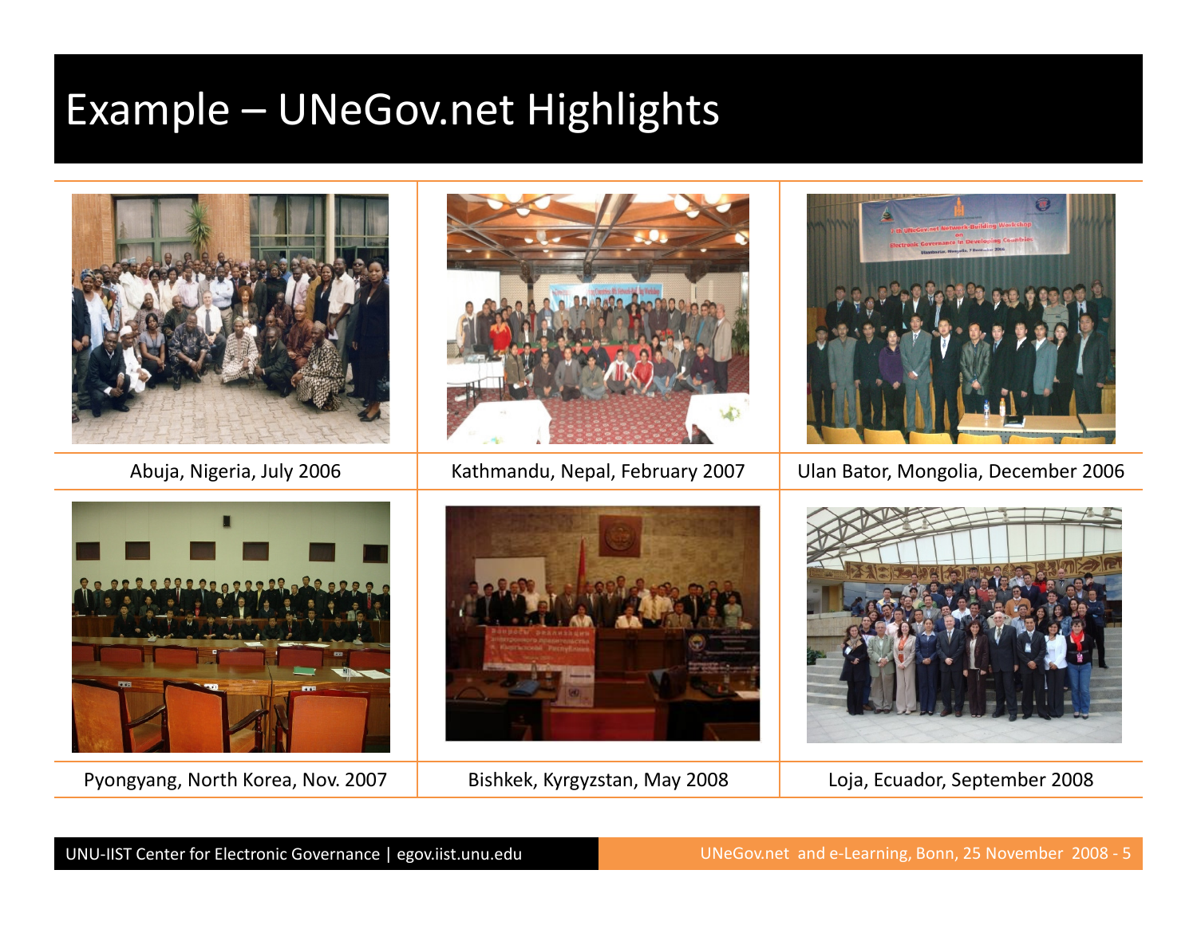# Example – UNeGov.net Highlights

| | | |
|---|---|---|
| Abuja, Nigeria, July 2006 | Kathmandu, Nepal, February 2007 | Ulan Bator, Mongolia, December 2006 |
| Pyongyang, North Korea, Nov. 2007 | Bishkek, Kyrgyzstan, May 2008 | Loja, Ecuador, September 2008 |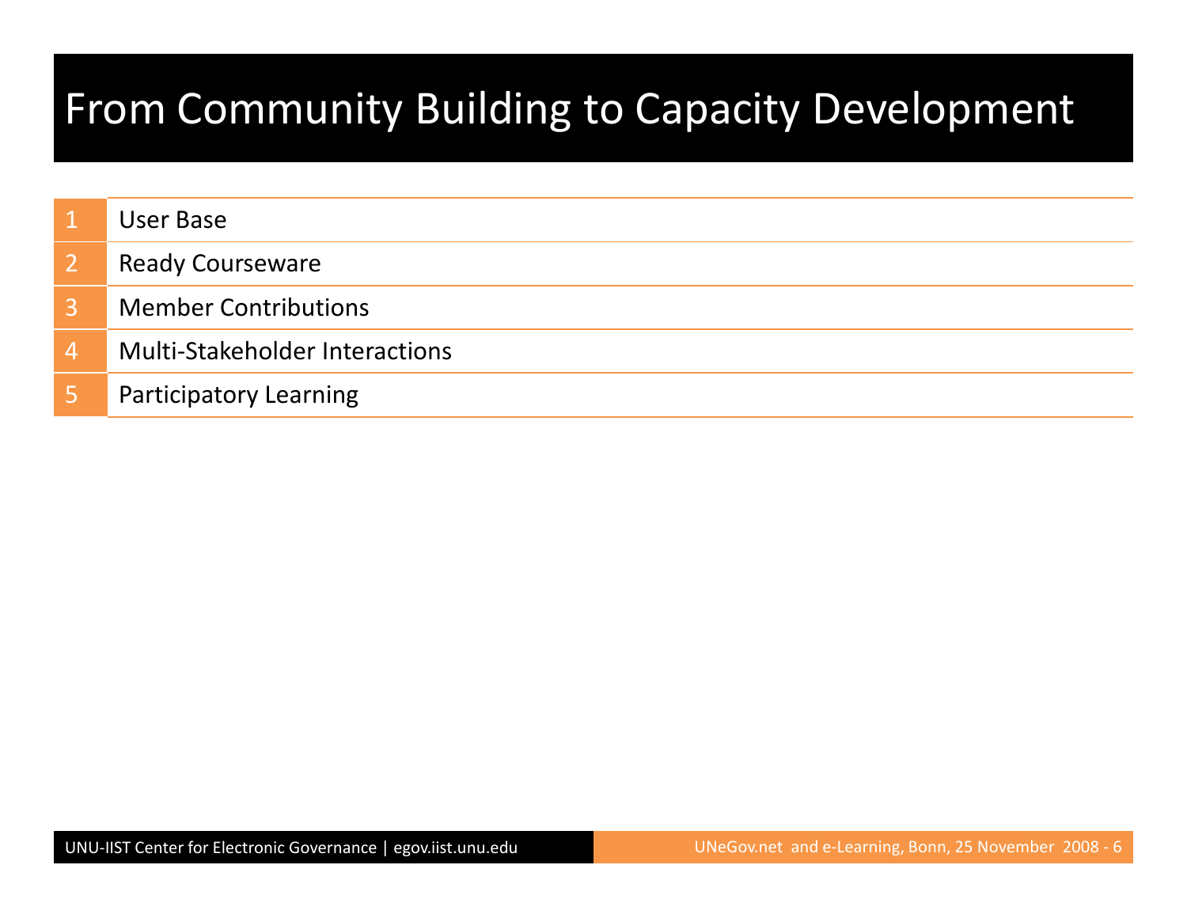# From Community Building to Capacity Development

1. User Base
2. Ready Courseware
3. Member Contributions
4. Multi-Stakeholder Interactions
5. Participatory Learning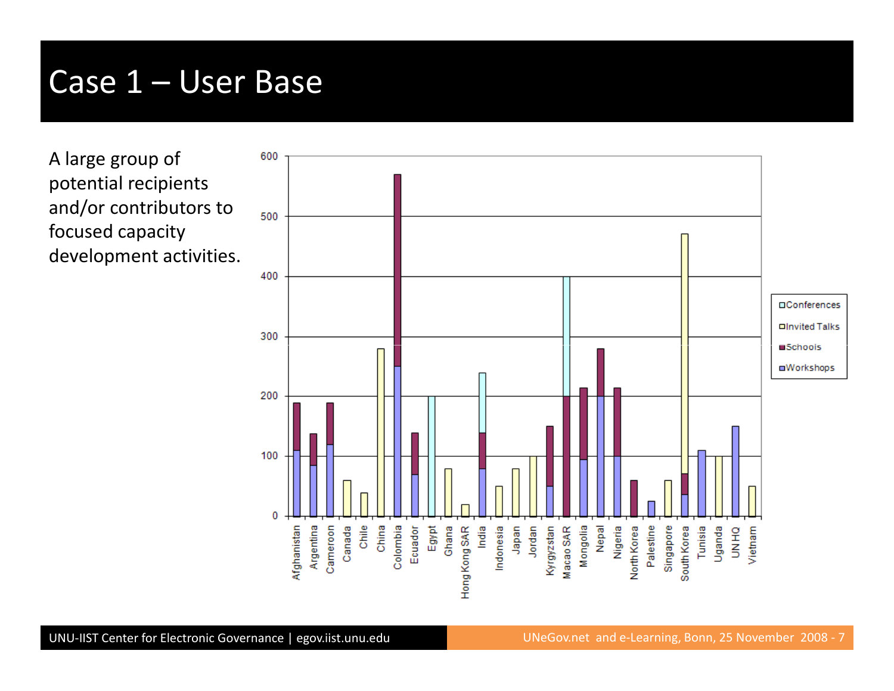# Case 1 – User Base

A large group of potential recipients and/or contributors to focused capacity development activities.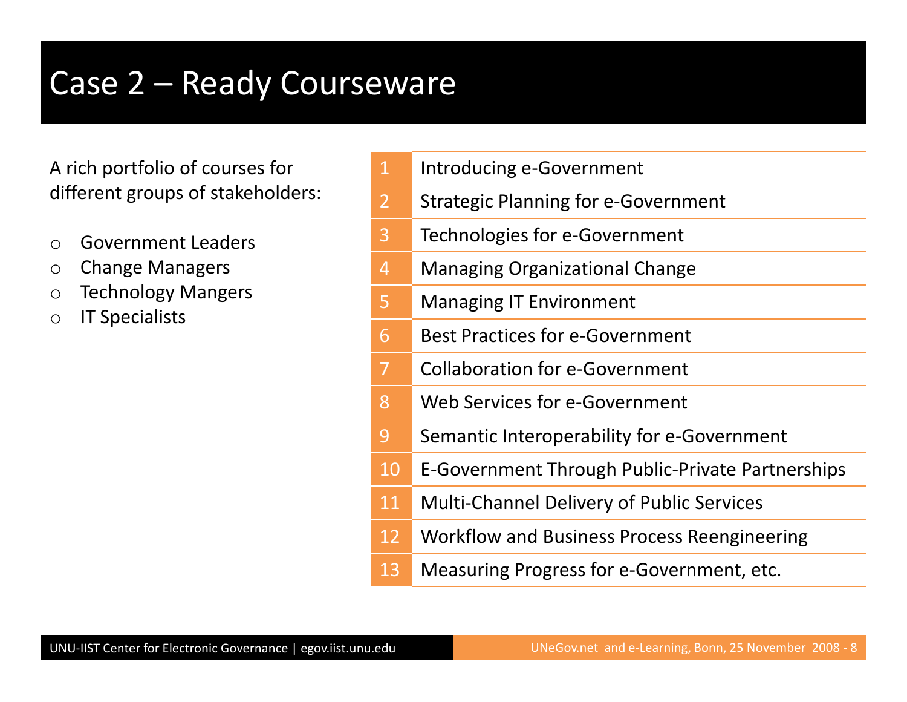# Case 2 – Ready Courseware

A rich portfolio of courses for different groups of stakeholders:

- Government Leaders
- Change Managers
- Technology Mangers
- IT Specialists

| | |
|---|---|
| 1 | Introducing e-Government |
| 2 | Strategic Planning for e-Government |
| 3 | Technologies for e-Government |
| 4 | Managing Organizational Change |
| 5 | Managing IT Environment |
| 6 | Best Practices for e-Government |
| 7 | Collaboration for e-Government |
| 8 | Web Services for e-Government |
| 9 | Semantic Interoperability for e-Government |
| 10 | E-Government Through Public-Private Partnerships |
| 11 | Multi-Channel Delivery of Public Services |
| 12 | Workflow and Business Process Reengineering |
| 13 | Measuring Progress for e-Government, etc. |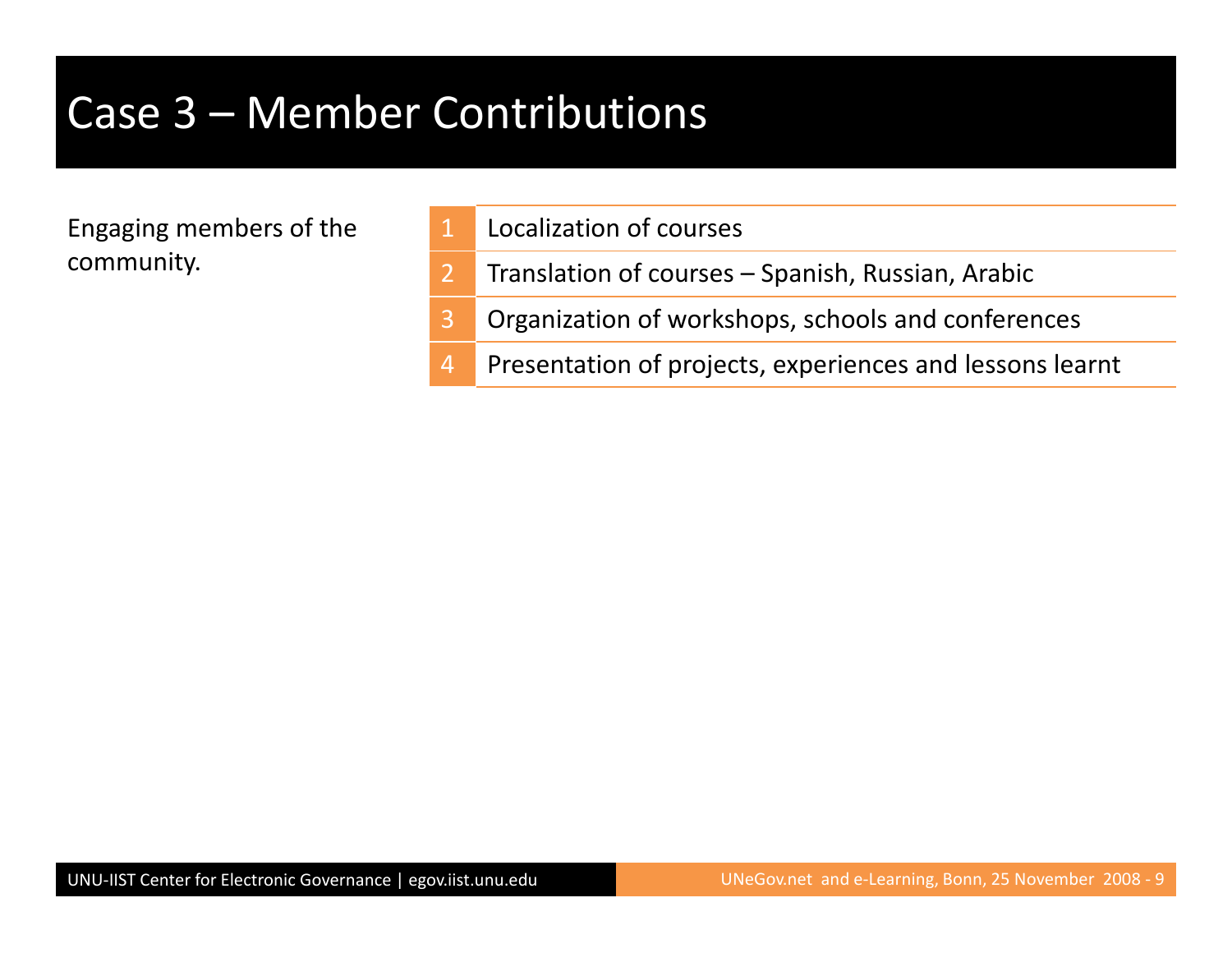# Case 3 – Member Contributions

Engaging members of the community.

| | |
|---|---|
| 1 | Localization of courses |
| 2 | Translation of courses – Spanish, Russian, Arabic |
| 3 | Organization of workshops, schools and conferences |
| 4 | Presentation of projects, experiences and lessons learnt |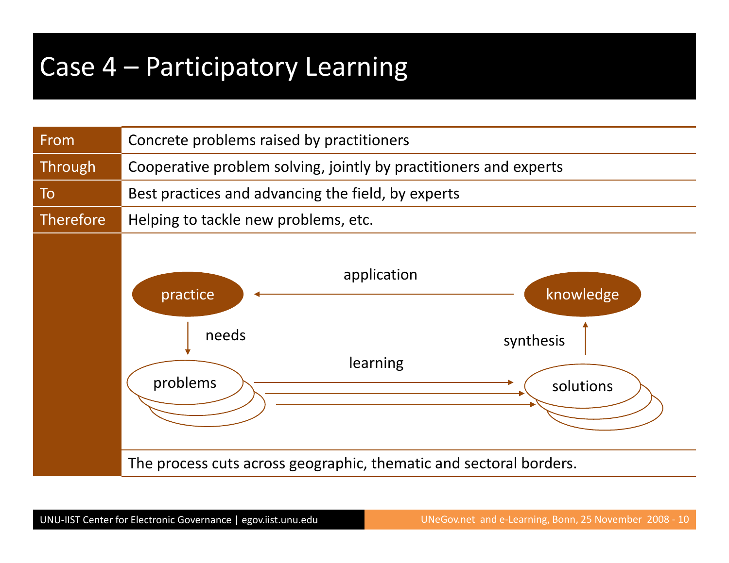# Case 4 – Participatory Learning

| | |
|---|---|
| From | Concrete problems raised by practitioners |
| Through | Cooperative problem solving, jointly by practitioners and experts |
| To | Best practices and advancing the field, by experts |
| Therefore | Helping to tackle new problems, etc. |

application

practice

knowledge

needs

synthesis

learning

problems

solutions

The process cuts across geographic, thematic and sectoral borders.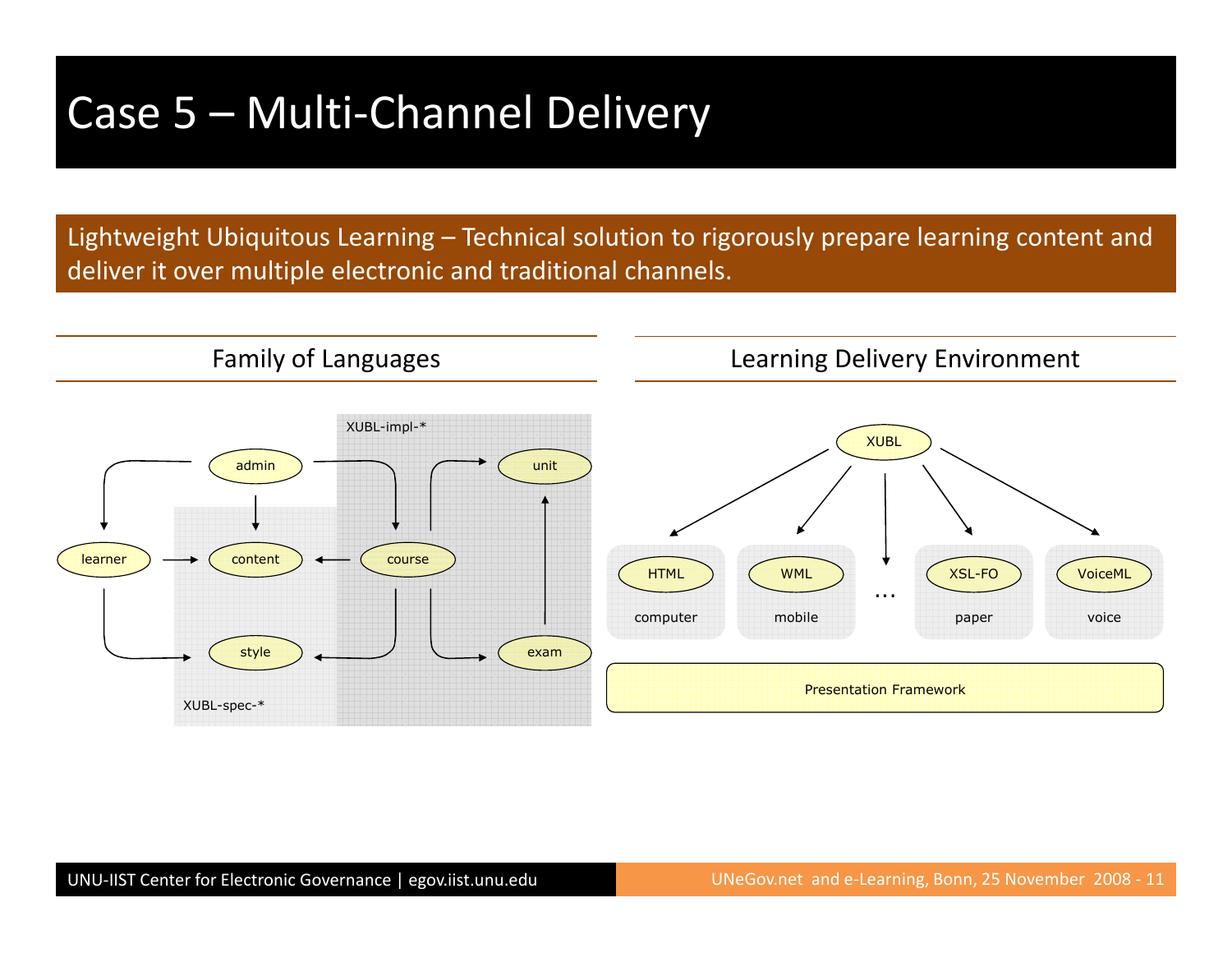# Case 5 – Multi-Channel Delivery

Lightweight Ubiquitous Learning – Technical solution to rigorously prepare learning content and deliver it over multiple electronic and traditional channels.

## Family of Languages

XUBL-impl-*

admin

unit

learner

content

course

style

exam

XUBL-spec-*

## Learning Delivery Environment

XUBL

HTML computer

WML mobile

...

XSL-FO paper

VoiceML voice

Presentation Framework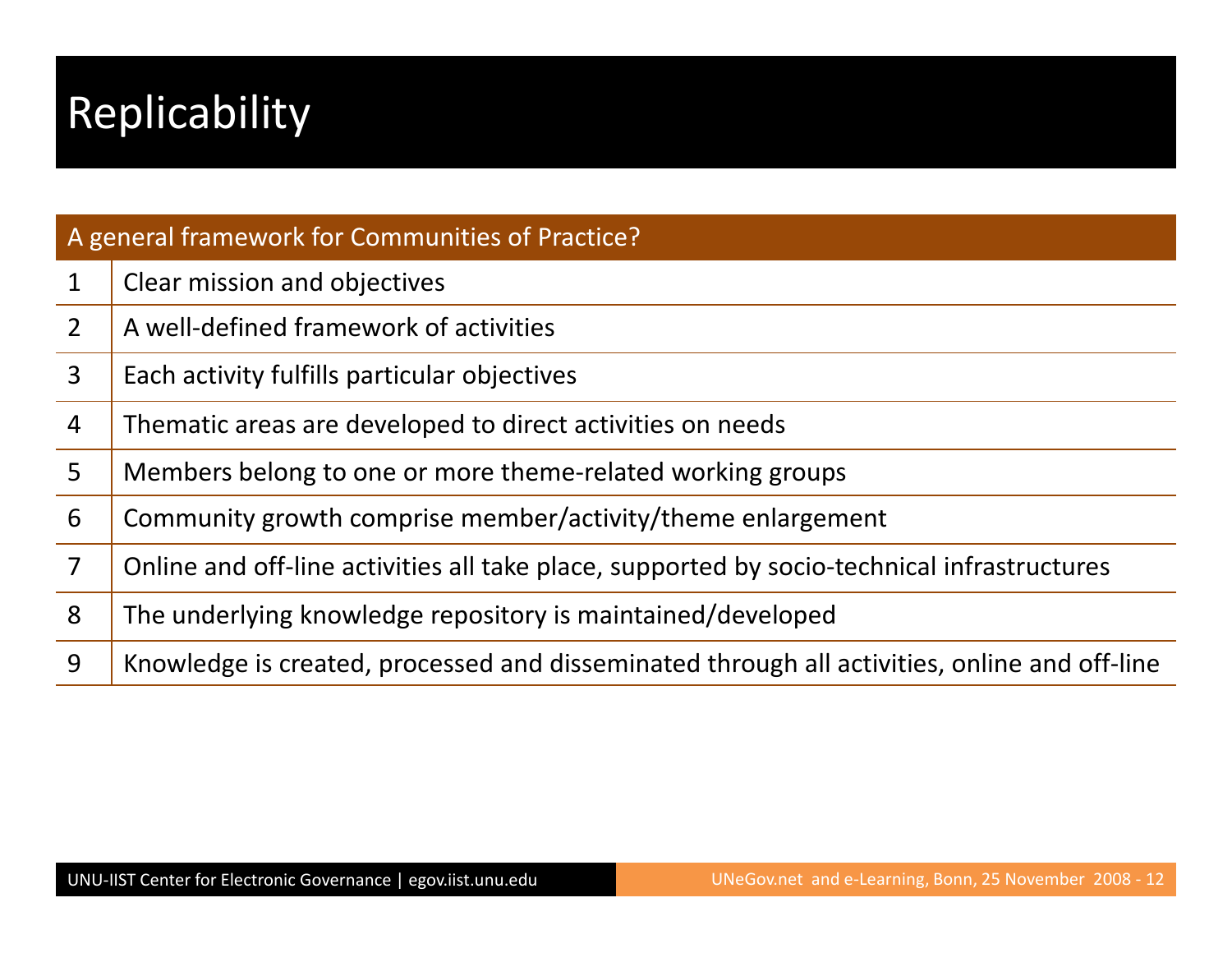# Replicability

| A general framework for Communities of Practice? | |
|---|---|
| 1 | Clear mission and objectives |
| 2 | A well-defined framework of activities |
| 3 | Each activity fulfills particular objectives |
| 4 | Thematic areas are developed to direct activities on needs |
| 5 | Members belong to one or more theme-related working groups |
| 6 | Community growth comprise member/activity/theme enlargement |
| 7 | Online and off-line activities all take place, supported by socio-technical infrastructures |
| 8 | The underlying knowledge repository is maintained/developed |
| 9 | Knowledge is created, processed and disseminated through all activities, online and off-line |